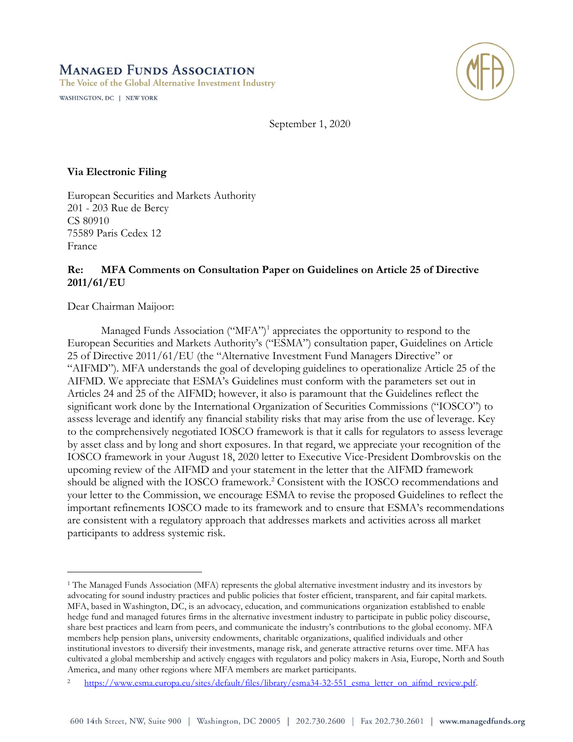**Managed Funds Association**

The Voice of the Global Alternative Investment Industry

WASHINGTON, DC | NEW YORK

September 1, 2020

**Via Electronic Filing**

European Securities and Markets Authority
201 - 203 Rue de Bercy
CS 80910
75589 Paris Cedex 12
France

**Re: MFA Comments on Consultation Paper on Guidelines on Article 25 of Directive 2011/61/EU**

Dear Chairman Maijoor:

Managed Funds Association ("MFA")[1] appreciates the opportunity to respond to the European Securities and Markets Authority's ("ESMA") consultation paper, Guidelines on Article 25 of Directive 2011/61/EU (the "Alternative Investment Fund Managers Directive" or "AIFMD"). MFA understands the goal of developing guidelines to operationalize Article 25 of the AIFMD. We appreciate that ESMA's Guidelines must conform with the parameters set out in Articles 24 and 25 of the AIFMD; however, it also is paramount that the Guidelines reflect the significant work done by the International Organization of Securities Commissions ("IOSCO") to assess leverage and identify any financial stability risks that may arise from the use of leverage. Key to the comprehensively negotiated IOSCO framework is that it calls for regulators to assess leverage by asset class and by long and short exposures. In that regard, we appreciate your recognition of the IOSCO framework in your August 18, 2020 letter to Executive Vice-President Dombrovskis on the upcoming review of the AIFMD and your statement in the letter that the AIFMD framework should be aligned with the IOSCO framework.[2] Consistent with the IOSCO recommendations and your letter to the Commission, we encourage ESMA to revise the proposed Guidelines to reflect the important refinements IOSCO made to its framework and to ensure that ESMA's recommendations are consistent with a regulatory approach that addresses markets and activities across all market participants to address systemic risk.

---

[1] The Managed Funds Association (MFA) represents the global alternative investment industry and its investors by advocating for sound industry practices and public policies that foster efficient, transparent, and fair capital markets. MFA, based in Washington, DC, is an advocacy, education, and communications organization established to enable hedge fund and managed futures firms in the alternative investment industry to participate in public policy discourse, share best practices and learn from peers, and communicate the industry's contributions to the global economy. MFA members help pension plans, university endowments, charitable organizations, qualified individuals and other institutional investors to diversify their investments, manage risk, and generate attractive returns over time. MFA has cultivated a global membership and actively engages with regulators and policy makers in Asia, Europe, North and South America, and many other regions where MFA members are market participants.

[2] https://www.esma.europa.eu/sites/default/files/library/esma34-32-551_esma_letter_on_aifmd_review.pdf.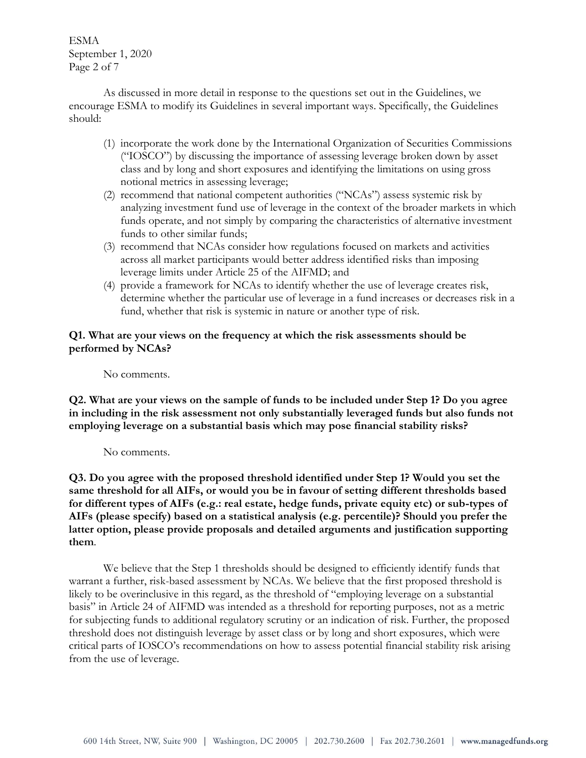As discussed in more detail in response to the questions set out in the Guidelines, we encourage ESMA to modify its Guidelines in several important ways. Specifically, the Guidelines should:

(1) incorporate the work done by the International Organization of Securities Commissions ("IOSCO") by discussing the importance of assessing leverage broken down by asset class and by long and short exposures and identifying the limitations on using gross notional metrics in assessing leverage;
(2) recommend that national competent authorities ("NCAs") assess systemic risk by analyzing investment fund use of leverage in the context of the broader markets in which funds operate, and not simply by comparing the characteristics of alternative investment funds to other similar funds;
(3) recommend that NCAs consider how regulations focused on markets and activities across all market participants would better address identified risks than imposing leverage limits under Article 25 of the AIFMD; and
(4) provide a framework for NCAs to identify whether the use of leverage creates risk, determine whether the particular use of leverage in a fund increases or decreases risk in a fund, whether that risk is systemic in nature or another type of risk.

**Q1. What are your views on the frequency at which the risk assessments should be performed by NCAs?**

No comments.

**Q2. What are your views on the sample of funds to be included under Step 1? Do you agree in including in the risk assessment not only substantially leveraged funds but also funds not employing leverage on a substantial basis which may pose financial stability risks?**

No comments.

**Q3. Do you agree with the proposed threshold identified under Step 1? Would you set the same threshold for all AIFs, or would you be in favour of setting different thresholds based for different types of AIFs (e.g.: real estate, hedge funds, private equity etc) or sub-types of AIFs (please specify) based on a statistical analysis (e.g. percentile)? Should you prefer the latter option, please provide proposals and detailed arguments and justification supporting them**.

We believe that the Step 1 thresholds should be designed to efficiently identify funds that warrant a further, risk-based assessment by NCAs. We believe that the first proposed threshold is likely to be overinclusive in this regard, as the threshold of "employing leverage on a substantial basis" in Article 24 of AIFMD was intended as a threshold for reporting purposes, not as a metric for subjecting funds to additional regulatory scrutiny or an indication of risk. Further, the proposed threshold does not distinguish leverage by asset class or by long and short exposures, which were critical parts of IOSCO's recommendations on how to assess potential financial stability risk arising from the use of leverage.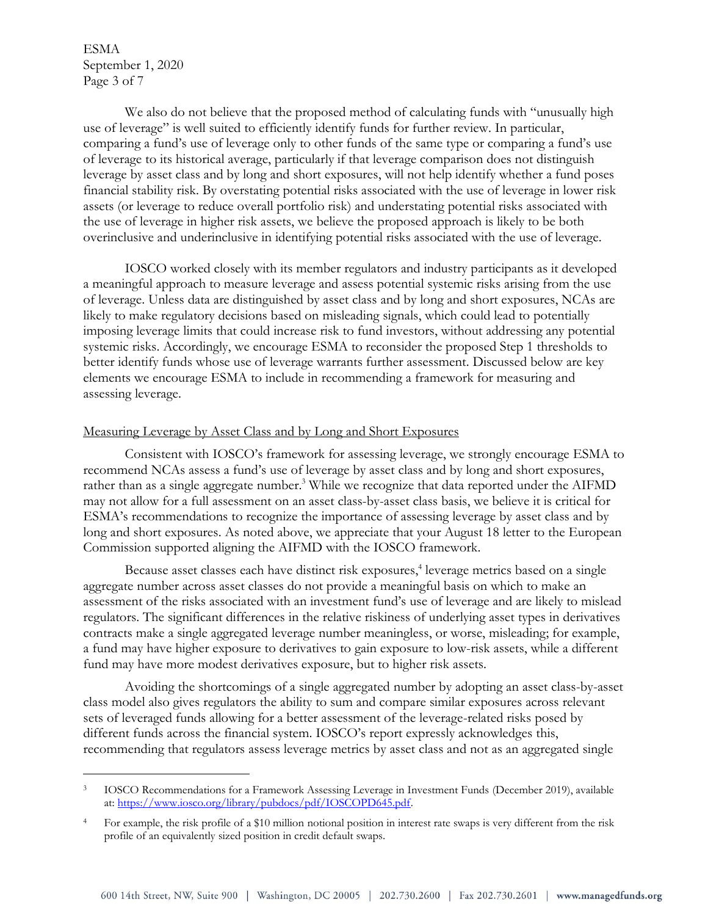We also do not believe that the proposed method of calculating funds with "unusually high use of leverage" is well suited to efficiently identify funds for further review. In particular, comparing a fund's use of leverage only to other funds of the same type or comparing a fund's use of leverage to its historical average, particularly if that leverage comparison does not distinguish leverage by asset class and by long and short exposures, will not help identify whether a fund poses financial stability risk. By overstating potential risks associated with the use of leverage in lower risk assets (or leverage to reduce overall portfolio risk) and understating potential risks associated with the use of leverage in higher risk assets, we believe the proposed approach is likely to be both overinclusive and underinclusive in identifying potential risks associated with the use of leverage.

IOSCO worked closely with its member regulators and industry participants as it developed a meaningful approach to measure leverage and assess potential systemic risks arising from the use of leverage. Unless data are distinguished by asset class and by long and short exposures, NCAs are likely to make regulatory decisions based on misleading signals, which could lead to potentially imposing leverage limits that could increase risk to fund investors, without addressing any potential systemic risks. Accordingly, we encourage ESMA to reconsider the proposed Step 1 thresholds to better identify funds whose use of leverage warrants further assessment. Discussed below are key elements we encourage ESMA to include in recommending a framework for measuring and assessing leverage.

<u>Measuring Leverage by Asset Class and by Long and Short Exposures</u>

Consistent with IOSCO's framework for assessing leverage, we strongly encourage ESMA to recommend NCAs assess a fund's use of leverage by asset class and by long and short exposures, rather than as a single aggregate number.[3] While we recognize that data reported under the AIFMD may not allow for a full assessment on an asset class-by-asset class basis, we believe it is critical for ESMA's recommendations to recognize the importance of assessing leverage by asset class and by long and short exposures. As noted above, we appreciate that your August 18 letter to the European Commission supported aligning the AIFMD with the IOSCO framework.

Because asset classes each have distinct risk exposures,[4] leverage metrics based on a single aggregate number across asset classes do not provide a meaningful basis on which to make an assessment of the risks associated with an investment fund's use of leverage and are likely to mislead regulators. The significant differences in the relative riskiness of underlying asset types in derivatives contracts make a single aggregated leverage number meaningless, or worse, misleading; for example, a fund may have higher exposure to derivatives to gain exposure to low-risk assets, while a different fund may have more modest derivatives exposure, but to higher risk assets.

Avoiding the shortcomings of a single aggregated number by adopting an asset class-by-asset class model also gives regulators the ability to sum and compare similar exposures across relevant sets of leveraged funds allowing for a better assessment of the leverage-related risks posed by different funds across the financial system. IOSCO's report expressly acknowledges this, recommending that regulators assess leverage metrics by asset class and not as an aggregated single

---

[3] IOSCO Recommendations for a Framework Assessing Leverage in Investment Funds (December 2019), available at: https://www.iosco.org/library/pubdocs/pdf/IOSCOPD645.pdf.

[4] For example, the risk profile of a $10 million notional position in interest rate swaps is very different from the risk profile of an equivalently sized position in credit default swaps.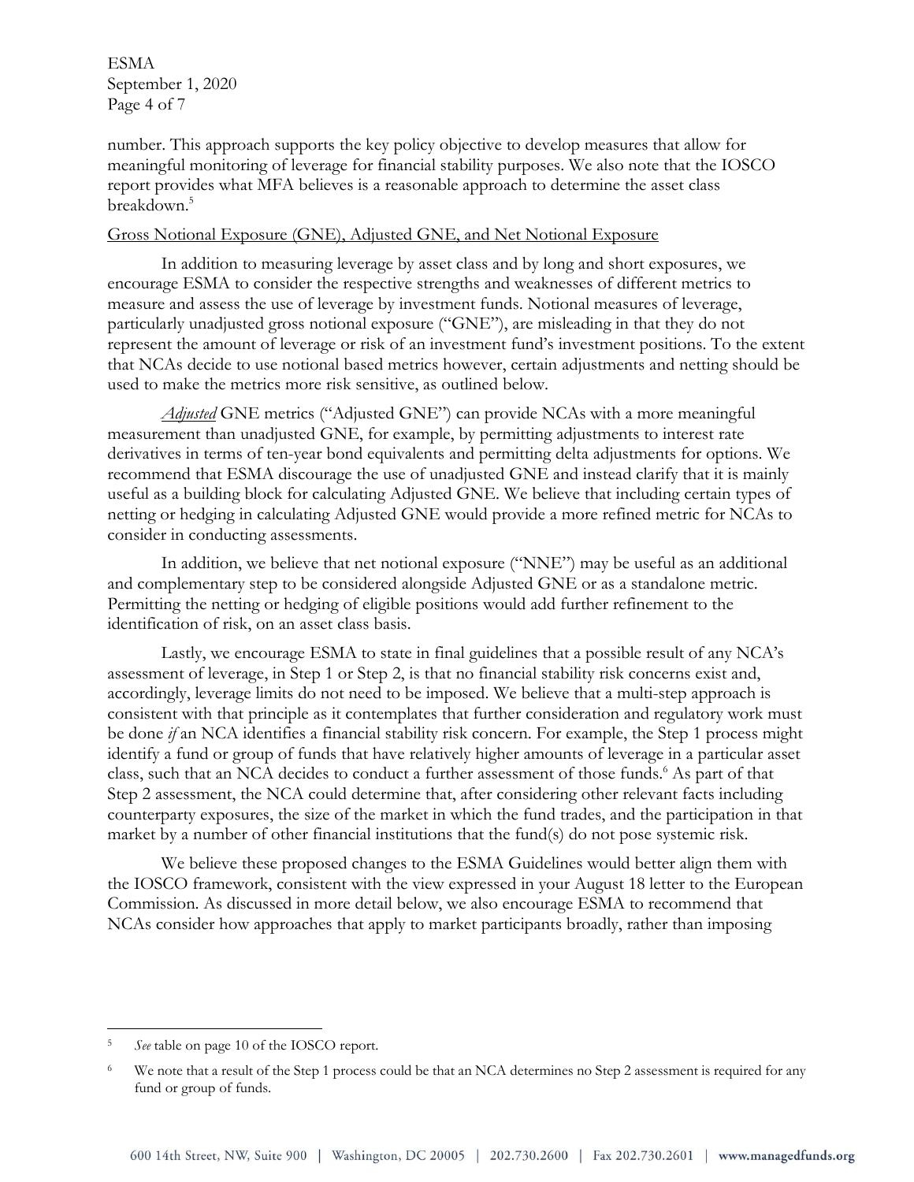number. This approach supports the key policy objective to develop measures that allow for meaningful monitoring of leverage for financial stability purposes. We also note that the IOSCO report provides what MFA believes is a reasonable approach to determine the asset class breakdown.[5]

Gross Notional Exposure (GNE), Adjusted GNE, and Net Notional Exposure

In addition to measuring leverage by asset class and by long and short exposures, we encourage ESMA to consider the respective strengths and weaknesses of different metrics to measure and assess the use of leverage by investment funds. Notional measures of leverage, particularly unadjusted gross notional exposure ("GNE"), are misleading in that they do not represent the amount of leverage or risk of an investment fund's investment positions. To the extent that NCAs decide to use notional based metrics however, certain adjustments and netting should be used to make the metrics more risk sensitive, as outlined below.

*Adjusted* GNE metrics ("Adjusted GNE") can provide NCAs with a more meaningful measurement than unadjusted GNE, for example, by permitting adjustments to interest rate derivatives in terms of ten-year bond equivalents and permitting delta adjustments for options. We recommend that ESMA discourage the use of unadjusted GNE and instead clarify that it is mainly useful as a building block for calculating Adjusted GNE. We believe that including certain types of netting or hedging in calculating Adjusted GNE would provide a more refined metric for NCAs to consider in conducting assessments.

In addition, we believe that net notional exposure ("NNE") may be useful as an additional and complementary step to be considered alongside Adjusted GNE or as a standalone metric. Permitting the netting or hedging of eligible positions would add further refinement to the identification of risk, on an asset class basis.

Lastly, we encourage ESMA to state in final guidelines that a possible result of any NCA's assessment of leverage, in Step 1 or Step 2, is that no financial stability risk concerns exist and, accordingly, leverage limits do not need to be imposed. We believe that a multi-step approach is consistent with that principle as it contemplates that further consideration and regulatory work must be done *if* an NCA identifies a financial stability risk concern. For example, the Step 1 process might identify a fund or group of funds that have relatively higher amounts of leverage in a particular asset class, such that an NCA decides to conduct a further assessment of those funds.[6] As part of that Step 2 assessment, the NCA could determine that, after considering other relevant facts including counterparty exposures, the size of the market in which the fund trades, and the participation in that market by a number of other financial institutions that the fund(s) do not pose systemic risk.

We believe these proposed changes to the ESMA Guidelines would better align them with the IOSCO framework, consistent with the view expressed in your August 18 letter to the European Commission. As discussed in more detail below, we also encourage ESMA to recommend that NCAs consider how approaches that apply to market participants broadly, rather than imposing

---

[5] *See* table on page 10 of the IOSCO report.

[6] We note that a result of the Step 1 process could be that an NCA determines no Step 2 assessment is required for any fund or group of funds.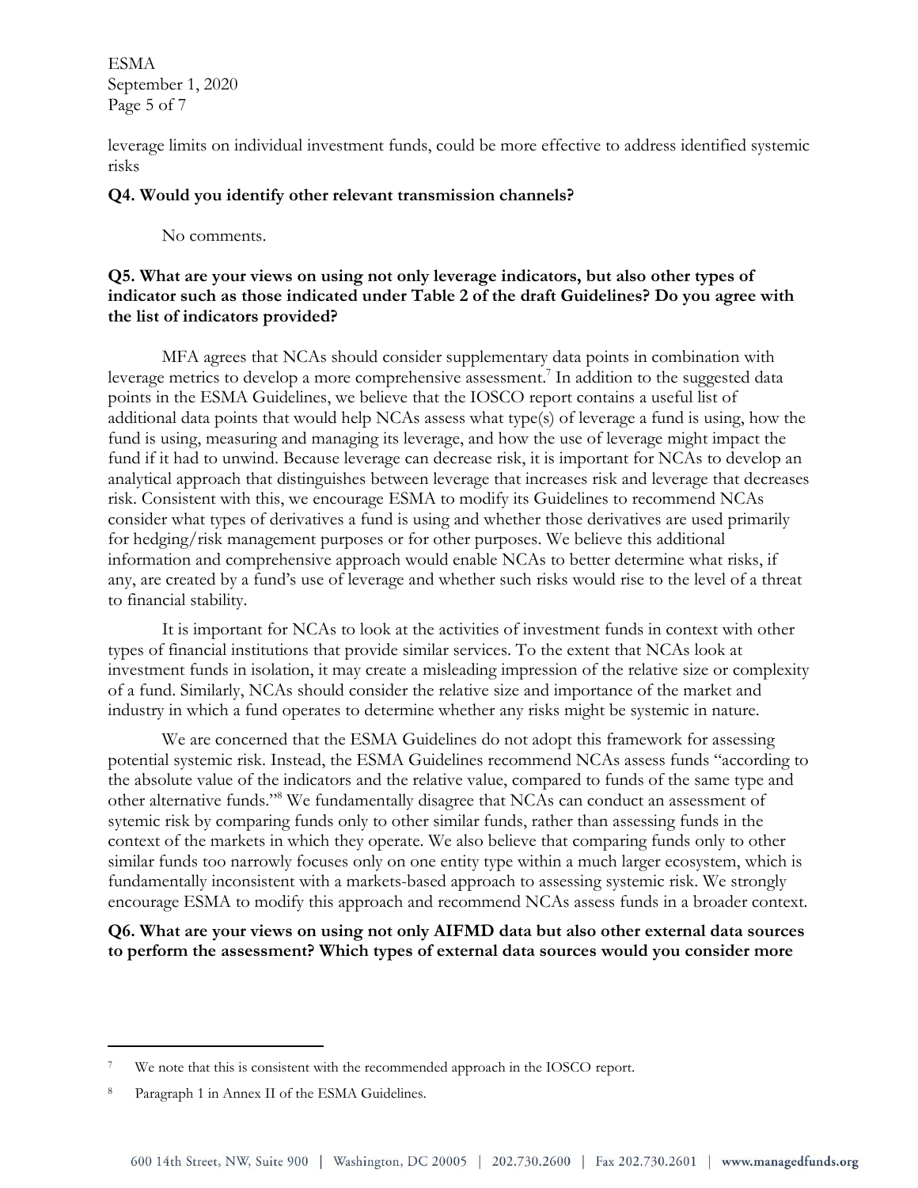leverage limits on individual investment funds, could be more effective to address identified systemic risks

**Q4. Would you identify other relevant transmission channels?**

No comments.

**Q5. What are your views on using not only leverage indicators, but also other types of indicator such as those indicated under Table 2 of the draft Guidelines? Do you agree with the list of indicators provided?**

MFA agrees that NCAs should consider supplementary data points in combination with leverage metrics to develop a more comprehensive assessment.[7] In addition to the suggested data points in the ESMA Guidelines, we believe that the IOSCO report contains a useful list of additional data points that would help NCAs assess what type(s) of leverage a fund is using, how the fund is using, measuring and managing its leverage, and how the use of leverage might impact the fund if it had to unwind. Because leverage can decrease risk, it is important for NCAs to develop an analytical approach that distinguishes between leverage that increases risk and leverage that decreases risk. Consistent with this, we encourage ESMA to modify its Guidelines to recommend NCAs consider what types of derivatives a fund is using and whether those derivatives are used primarily for hedging/risk management purposes or for other purposes. We believe this additional information and comprehensive approach would enable NCAs to better determine what risks, if any, are created by a fund's use of leverage and whether such risks would rise to the level of a threat to financial stability.

It is important for NCAs to look at the activities of investment funds in context with other types of financial institutions that provide similar services. To the extent that NCAs look at investment funds in isolation, it may create a misleading impression of the relative size or complexity of a fund. Similarly, NCAs should consider the relative size and importance of the market and industry in which a fund operates to determine whether any risks might be systemic in nature.

We are concerned that the ESMA Guidelines do not adopt this framework for assessing potential systemic risk. Instead, the ESMA Guidelines recommend NCAs assess funds "according to the absolute value of the indicators and the relative value, compared to funds of the same type and other alternative funds."[8] We fundamentally disagree that NCAs can conduct an assessment of sytemic risk by comparing funds only to other similar funds, rather than assessing funds in the context of the markets in which they operate. We also believe that comparing funds only to other similar funds too narrowly focuses only on one entity type within a much larger ecosystem, which is fundamentally inconsistent with a markets-based approach to assessing systemic risk. We strongly encourage ESMA to modify this approach and recommend NCAs assess funds in a broader context.

**Q6. What are your views on using not only AIFMD data but also other external data sources to perform the assessment? Which types of external data sources would you consider more**

---

[7] We note that this is consistent with the recommended approach in the IOSCO report.

[8] Paragraph 1 in Annex II of the ESMA Guidelines.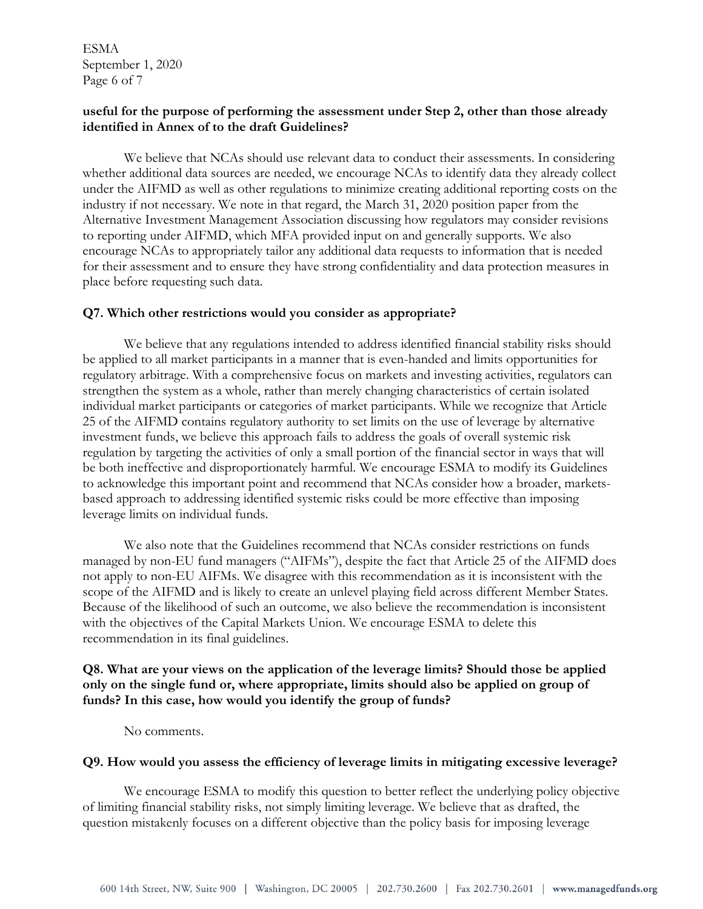**useful for the purpose of performing the assessment under Step 2, other than those already identified in Annex of to the draft Guidelines?**

We believe that NCAs should use relevant data to conduct their assessments. In considering whether additional data sources are needed, we encourage NCAs to identify data they already collect under the AIFMD as well as other regulations to minimize creating additional reporting costs on the industry if not necessary. We note in that regard, the March 31, 2020 position paper from the Alternative Investment Management Association discussing how regulators may consider revisions to reporting under AIFMD, which MFA provided input on and generally supports. We also encourage NCAs to appropriately tailor any additional data requests to information that is needed for their assessment and to ensure they have strong confidentiality and data protection measures in place before requesting such data.

**Q7. Which other restrictions would you consider as appropriate?**

We believe that any regulations intended to address identified financial stability risks should be applied to all market participants in a manner that is even-handed and limits opportunities for regulatory arbitrage. With a comprehensive focus on markets and investing activities, regulators can strengthen the system as a whole, rather than merely changing characteristics of certain isolated individual market participants or categories of market participants. While we recognize that Article 25 of the AIFMD contains regulatory authority to set limits on the use of leverage by alternative investment funds, we believe this approach fails to address the goals of overall systemic risk regulation by targeting the activities of only a small portion of the financial sector in ways that will be both ineffective and disproportionately harmful. We encourage ESMA to modify its Guidelines to acknowledge this important point and recommend that NCAs consider how a broader, markets-based approach to addressing identified systemic risks could be more effective than imposing leverage limits on individual funds.

We also note that the Guidelines recommend that NCAs consider restrictions on funds managed by non-EU fund managers ("AIFMs"), despite the fact that Article 25 of the AIFMD does not apply to non-EU AIFMs. We disagree with this recommendation as it is inconsistent with the scope of the AIFMD and is likely to create an unlevel playing field across different Member States. Because of the likelihood of such an outcome, we also believe the recommendation is inconsistent with the objectives of the Capital Markets Union. We encourage ESMA to delete this recommendation in its final guidelines.

**Q8. What are your views on the application of the leverage limits? Should those be applied only on the single fund or, where appropriate, limits should also be applied on group of funds? In this case, how would you identify the group of funds?**

No comments.

**Q9. How would you assess the efficiency of leverage limits in mitigating excessive leverage?**

We encourage ESMA to modify this question to better reflect the underlying policy objective of limiting financial stability risks, not simply limiting leverage. We believe that as drafted, the question mistakenly focuses on a different objective than the policy basis for imposing leverage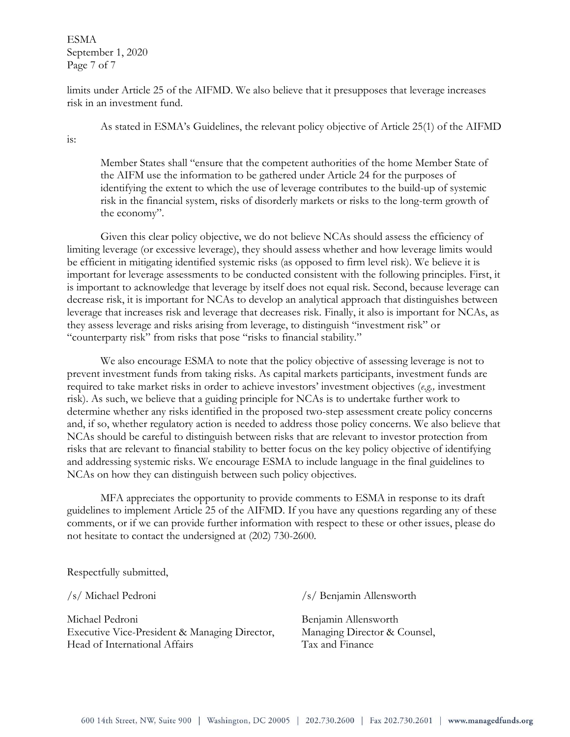limits under Article 25 of the AIFMD. We also believe that it presupposes that leverage increases risk in an investment fund.

As stated in ESMA's Guidelines, the relevant policy objective of Article 25(1) of the AIFMD is:

> Member States shall "ensure that the competent authorities of the home Member State of the AIFM use the information to be gathered under Article 24 for the purposes of identifying the extent to which the use of leverage contributes to the build-up of systemic risk in the financial system, risks of disorderly markets or risks to the long-term growth of the economy".

Given this clear policy objective, we do not believe NCAs should assess the efficiency of limiting leverage (or excessive leverage), they should assess whether and how leverage limits would be efficient in mitigating identified systemic risks (as opposed to firm level risk). We believe it is important for leverage assessments to be conducted consistent with the following principles. First, it is important to acknowledge that leverage by itself does not equal risk. Second, because leverage can decrease risk, it is important for NCAs to develop an analytical approach that distinguishes between leverage that increases risk and leverage that decreases risk. Finally, it also is important for NCAs, as they assess leverage and risks arising from leverage, to distinguish "investment risk" or "counterparty risk" from risks that pose "risks to financial stability."

We also encourage ESMA to note that the policy objective of assessing leverage is not to prevent investment funds from taking risks. As capital markets participants, investment funds are required to take market risks in order to achieve investors' investment objectives (*e.g.,* investment risk). As such, we believe that a guiding principle for NCAs is to undertake further work to determine whether any risks identified in the proposed two-step assessment create policy concerns and, if so, whether regulatory action is needed to address those policy concerns. We also believe that NCAs should be careful to distinguish between risks that are relevant to investor protection from risks that are relevant to financial stability to better focus on the key policy objective of identifying and addressing systemic risks. We encourage ESMA to include language in the final guidelines to NCAs on how they can distinguish between such policy objectives.

MFA appreciates the opportunity to provide comments to ESMA in response to its draft guidelines to implement Article 25 of the AIFMD. If you have any questions regarding any of these comments, or if we can provide further information with respect to these or other issues, please do not hesitate to contact the undersigned at (202) 730-2600.

Respectfully submitted,

/s/ Michael Pedroni

Michael Pedroni
Executive Vice-President & Managing Director,
Head of International Affairs

/s/ Benjamin Allensworth

Benjamin Allensworth
Managing Director & Counsel,
Tax and Finance